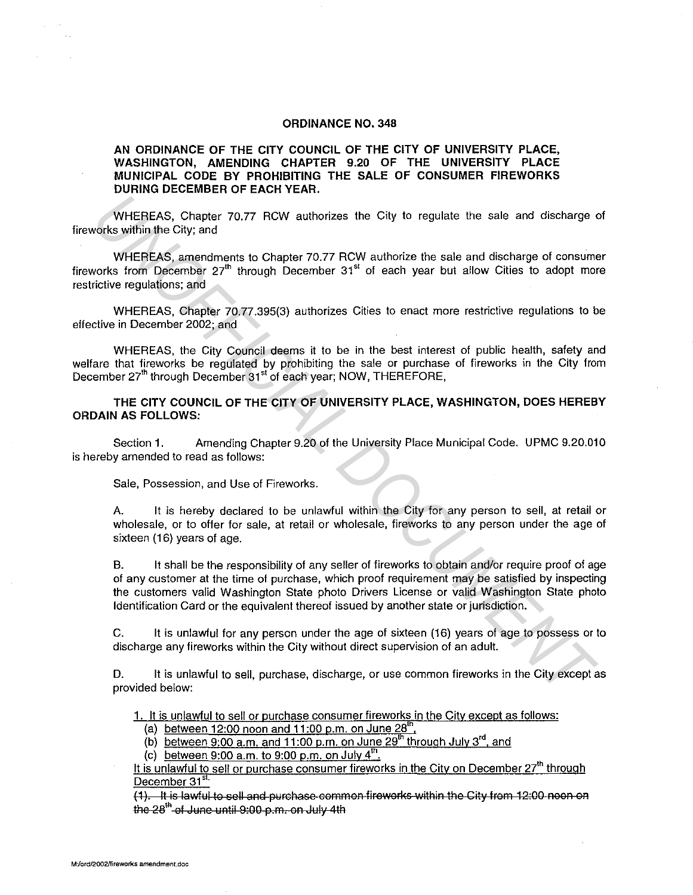**ORDINANCE NO. 348**

**AN ORDINANCE OF THE CITY COUNCIL OF THE CITY OF UNIVERSITY PLACE, WASHINGTON, AMENDING CHAPTER 9.20 OF THE UNIVERSITY PLACE MUNICIPAL CODE BY PROHIBITING THE SALE OF CONSUMER FIREWORKS DURING DECEMBER OF EACH YEAR.**

WHEREAS, Chapter 70.77 RCW authorizes the City to regulate the sale and discharge of fireworks within the City; and

WHEREAS, amendments to Chapter 70.77 RCW authorize the sale and discharge of consumer fireworks from December 27th through December 31st of each year but allow Cities to adopt more restrictive regulations; and

WHEREAS, Chapter 70.77.395(3) authorizes Cities to enact more restrictive regulations to be effective in December 2002; and

WHEREAS, the City Council deems it to be in the best interest of public health, safety and welfare that fireworks be regulated by prohibiting the sale or purchase of fireworks in the City from December 27th through December 31st of each year; NOW, THEREFORE,

**THE CITY COUNCIL OF THE CITY OF UNIVERSITY PLACE, WASHINGTON, DOES HEREBY ORDAIN AS FOLLOWS:**

Section 1. Amending Chapter 9.20 of the University Place Municipal Code. UPMC 9.20.010 is hereby amended to read as follows:

Sale, Possession, and Use of Fireworks.

A. It is hereby declared to be unlawful within the City for any person to sell, at retail or wholesale, or to offer for sale, at retail or wholesale, fireworks to any person under the age of sixteen (16) years of age.

B. It shall be the responsibility of any seller of fireworks to obtain and/or require proof of age of any customer at the time of purchase, which proof requirement may be satisfied by inspecting the customers valid Washington State photo Drivers License or valid Washington State photo Identification Card or the equivalent thereof issued by another state or jurisdiction.

C. It is unlawful for any person under the age of sixteen (16) years of age to possess or to discharge any fireworks within the City without direct supervision of an adult.

D. It is unlawful to sell, purchase, discharge, or use common fireworks in the City except as provided below:

<u>1. It is unlawful to sell or purchase consumer fireworks in the City except as follows:</u>

(a) <u>between 12:00 noon and 11:00 p.m. on June 28th,</u>

(b) <u>between 9:00 a.m. and 11:00 p.m. on June 29th through July 3rd, and</u>

(c) <u>between 9:00 a.m. to 9:00 p.m. on July 4th.</u>

<u>It is unlawful to sell or purchase consumer fireworks in the City on December 27th through December 31st.</u>

~~(1). It is lawful to sell and purchase common fireworks within the City from 12:00 noon on the 28th of June until 9:00 p.m. on July 4th~~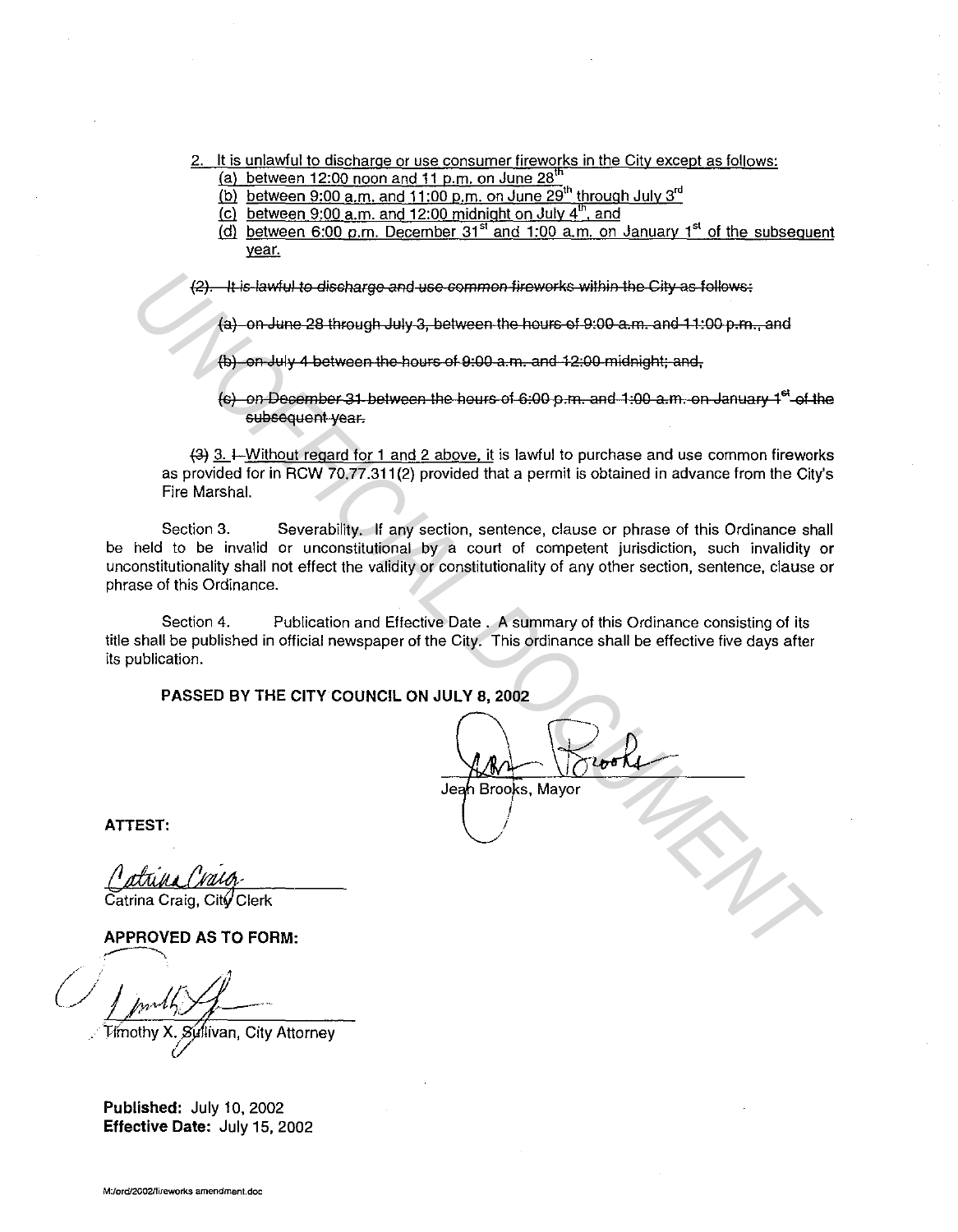2. It is unlawful to discharge or use consumer fireworks in the City except as follows:
   (a) between 12:00 noon and 11 p.m. on June 28th
   (b) between 9:00 a.m. and 11:00 p.m. on June 29th through July 3rd
   (c) between 9:00 a.m. and 12:00 midnight on July 4th, and
   (d) between 6:00 p.m. December 31st and 1:00 a.m. on January 1st of the subsequent year.

~~(2). It is lawful to discharge and use common fireworks within the City as follows:~~

~~(a) on June 28 through July 3, between the hours of 9:00 a.m. and 11:00 p.m., and~~

~~(b) on July 4 between the hours of 9:00 a.m. and 12:00 midnight; and,~~

~~(c) on December 31 between the hours of 6:00 p.m. and 1:00 a.m. on January 1st of the subsequent year.~~

~~(3)~~ 3. ~~I~~ Without regard for 1 and 2 above, it is lawful to purchase and use common fireworks as provided for in RCW 70.77.311(2) provided that a permit is obtained in advance from the City's Fire Marshal.

Section 3. Severability. If any section, sentence, clause or phrase of this Ordinance shall be held to be invalid or unconstitutional by a court of competent jurisdiction, such invalidity or unconstitutionality shall not effect the validity or constitutionality of any other section, sentence, clause or phrase of this Ordinance.

Section 4. Publication and Effective Date . A summary of this Ordinance consisting of its title shall be published in official newspaper of the City. This ordinance shall be effective five days after its publication.

**PASSED BY THE CITY COUNCIL ON JULY 8, 2002**

Jean Brooks, Mayor

**ATTEST:**

Catrina Craig, City Clerk

**APPROVED AS TO FORM:**

Timothy X. Sullivan, City Attorney

**Published:** July 10, 2002
**Effective Date:** July 15, 2002

M:/ord/2002/fireworks amendment.doc